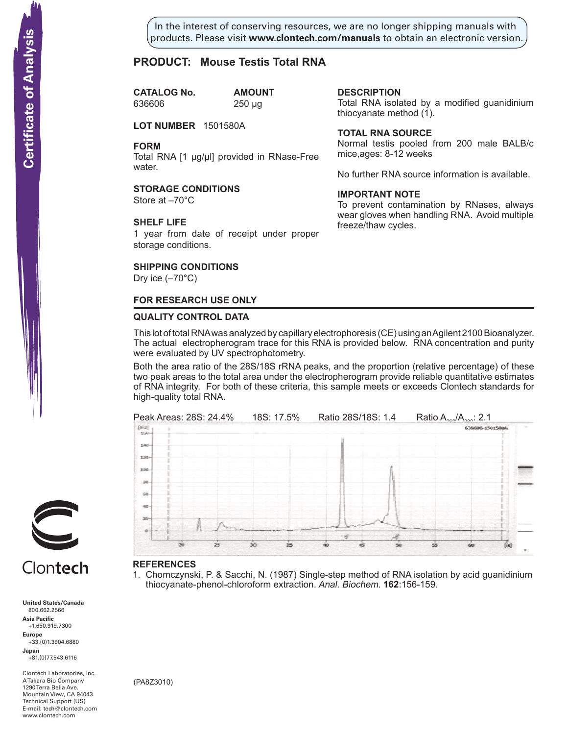Certificate of Analysis

In the interest of conserving resources, we are no longer shipping manuals with products. Please visit **www.clontech.com/manuals** to obtain an electronic version.

## PRODUCT: Mouse Testis Total RNA

**CATALOG No.** 636606

**AMOUNT** 250 µg

**LOT NUMBER** 1501580A

**FORM**
Total RNA [1 µg/µl] provided in RNase-Free water.

**STORAGE CONDITIONS**
Store at –70°C

**SHELF LIFE**
1 year from date of receipt under proper storage conditions.

**SHIPPING CONDITIONS**
Dry ice (–70°C)

**DESCRIPTION**
Total RNA isolated by a modified guanidinium thiocyanate method (1).

**TOTAL RNA SOURCE**
Normal testis pooled from 200 male BALB/c mice,ages: 8-12 weeks

No further RNA source information is available.

**IMPORTANT NOTE**
To prevent contamination by RNases, always wear gloves when handling RNA. Avoid multiple freeze/thaw cycles.

**FOR RESEARCH USE ONLY**

### QUALITY CONTROL DATA

This lot of total RNA was analyzed by capillary electrophoresis (CE) using an Agilent 2100 Bioanalyzer. The actual electropherogram trace for this RNA is provided below. RNA concentration and purity were evaluated by UV spectrophotometry.

Both the area ratio of the 28S/18S rRNA peaks, and the proportion (relative percentage) of these two peak areas to the total area under the electropherogram provide reliable quantitative estimates of RNA integrity. For both of these criteria, this sample meets or exceeds Clontech standards for high-quality total RNA.

Peak Areas: 28S: 24.4% 18S: 17.5% Ratio 28S/18S: 1.4 Ratio $A_{260}/A_{280}$: 2.1

### REFERENCES

1. Chomczynski, P. & Sacchi, N. (1987) Single-step method of RNA isolation by acid guanidinium thiocyanate-phenol-chloroform extraction. *Anal. Biochem.* **162**:156-159.

(PA8Z3010)

Clontech

**United States/Canada**
800.662.2566
**Asia Pacific**
+1.650.919.7300
**Europe**
+33.(0)1.3904.6880
**Japan**
+81.(0)77.543.6116

Clontech Laboratories, Inc.
A Takara Bio Company
1290 Terra Bella Ave.
Mountain View, CA 94043
Technical Support (US)
E-mail: tech@clontech.com
www.clontech.com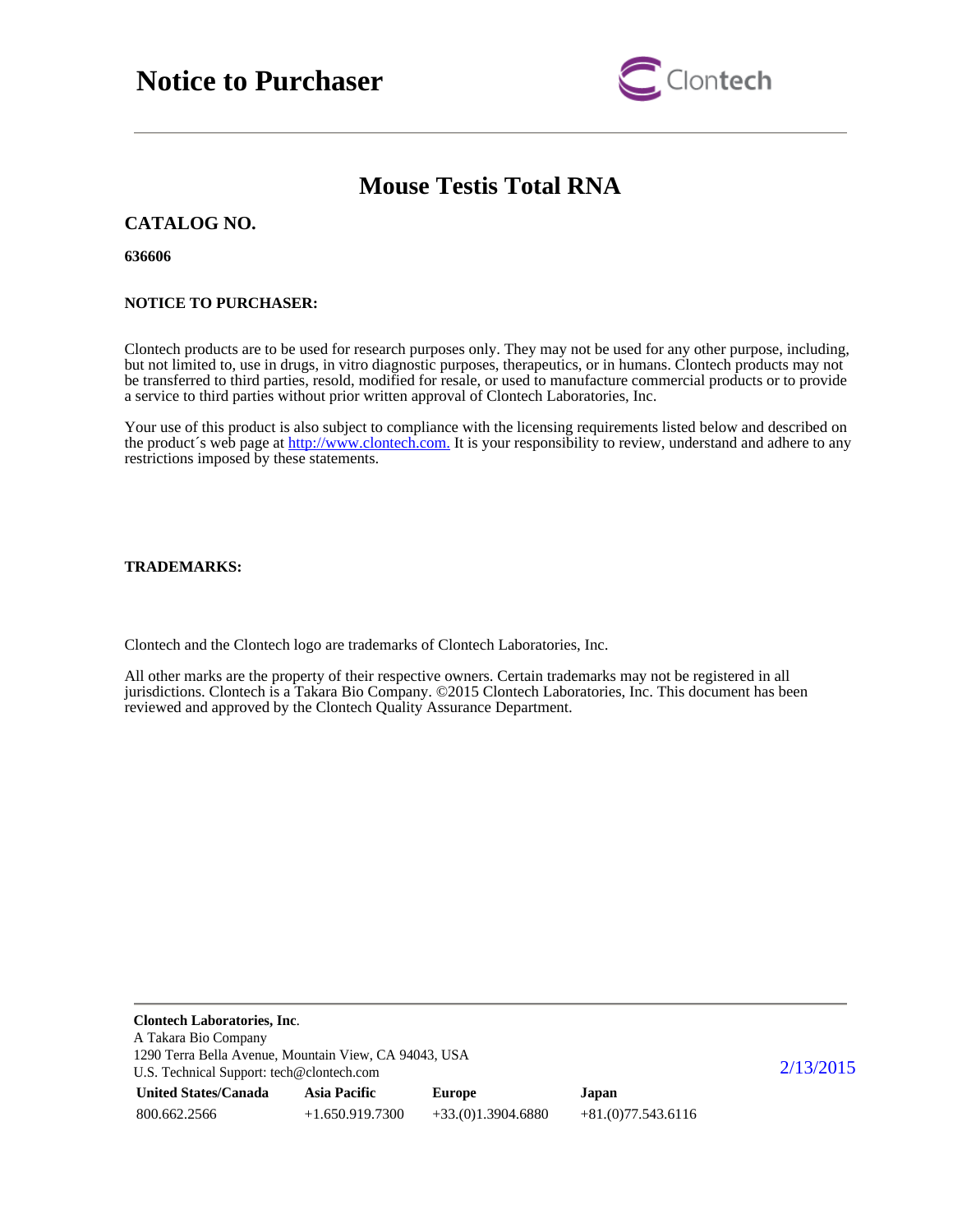# Notice to Purchaser

## Mouse Testis Total RNA

### CATALOG NO.

**636606**

**NOTICE TO PURCHASER:**

Clontech products are to be used for research purposes only. They may not be used for any other purpose, including, but not limited to, use in drugs, in vitro diagnostic purposes, therapeutics, or in humans. Clontech products may not be transferred to third parties, resold, modified for resale, or used to manufacture commercial products or to provide a service to third parties without prior written approval of Clontech Laboratories, Inc.

Your use of this product is also subject to compliance with the licensing requirements listed below and described on the product´s web page at [http://www.clontech.com.](http://www.clontech.com) It is your responsibility to review, understand and adhere to any restrictions imposed by these statements.

**TRADEMARKS:**

Clontech and the Clontech logo are trademarks of Clontech Laboratories, Inc.

All other marks are the property of their respective owners. Certain trademarks may not be registered in all jurisdictions. Clontech is a Takara Bio Company. ©2015 Clontech Laboratories, Inc. This document has been reviewed and approved by the Clontech Quality Assurance Department.

**Clontech Laboratories, Inc**.
A Takara Bio Company
1290 Terra Bella Avenue, Mountain View, CA 94043, USA
U.S. Technical Support: tech@clontech.com

| United States/Canada | Asia Pacific | Europe | Japan |
|---|---|---|---|
| 800.662.2566 | +1.650.919.7300 | +33.(0)1.3904.6880 | +81.(0)77.543.6116 |

2/13/2015